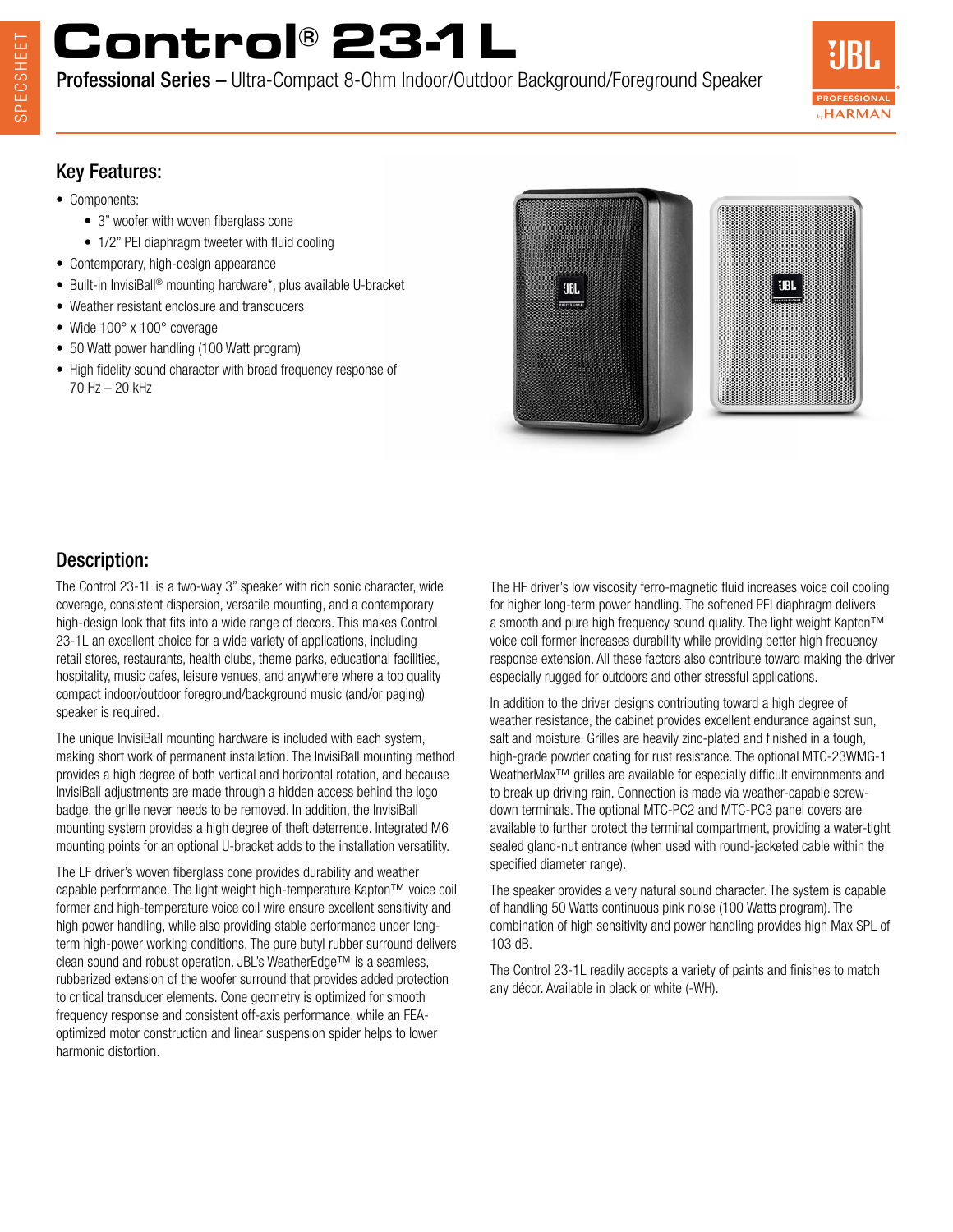# Control® 23-1L

**Professional Series –** Ultra-Compact 8-Ohm Indoor/Outdoor Background/Foreground Speaker

## Key Features:

- Components:
  - 3" woofer with woven fiberglass cone
  - 1/2" PEI diaphragm tweeter with fluid cooling
- Contemporary, high-design appearance
- Built-in InvisiBall® mounting hardware*, plus available U-bracket
- Weather resistant enclosure and transducers
- Wide 100° x 100° coverage
- 50 Watt power handling (100 Watt program)
- High fidelity sound character with broad frequency response of 70 Hz – 20 kHz

## Description:

The Control 23-1L is a two-way 3" speaker with rich sonic character, wide coverage, consistent dispersion, versatile mounting, and a contemporary high-design look that fits into a wide range of decors. This makes Control 23-1L an excellent choice for a wide variety of applications, including retail stores, restaurants, health clubs, theme parks, educational facilities, hospitality, music cafes, leisure venues, and anywhere where a top quality compact indoor/outdoor foreground/background music (and/or paging) speaker is required.

The unique InvisiBall mounting hardware is included with each system, making short work of permanent installation. The InvisiBall mounting method provides a high degree of both vertical and horizontal rotation, and because InvisiBall adjustments are made through a hidden access behind the logo badge, the grille never needs to be removed. In addition, the InvisiBall mounting system provides a high degree of theft deterrence. Integrated M6 mounting points for an optional U-bracket adds to the installation versatility.

The LF driver's woven fiberglass cone provides durability and weather capable performance. The light weight high-temperature Kapton™ voice coil former and high-temperature voice coil wire ensure excellent sensitivity and high power handling, while also providing stable performance under long-term high-power working conditions. The pure butyl rubber surround delivers clean sound and robust operation. JBL's WeatherEdge™ is a seamless, rubberized extension of the woofer surround that provides added protection to critical transducer elements. Cone geometry is optimized for smooth frequency response and consistent off-axis performance, while an FEA-optimized motor construction and linear suspension spider helps to lower harmonic distortion.

The HF driver's low viscosity ferro-magnetic fluid increases voice coil cooling for higher long-term power handling. The softened PEI diaphragm delivers a smooth and pure high frequency sound quality. The light weight Kapton™ voice coil former increases durability while providing better high frequency response extension. All these factors also contribute toward making the driver especially rugged for outdoors and other stressful applications.

In addition to the driver designs contributing toward a high degree of weather resistance, the cabinet provides excellent endurance against sun, salt and moisture. Grilles are heavily zinc-plated and finished in a tough, high-grade powder coating for rust resistance. The optional MTC-23WMG-1 WeatherMax™ grilles are available for especially difficult environments and to break up driving rain. Connection is made via weather-capable screw-down terminals. The optional MTC-PC2 and MTC-PC3 panel covers are available to further protect the terminal compartment, providing a water-tight sealed gland-nut entrance (when used with round-jacketed cable within the specified diameter range).

The speaker provides a very natural sound character. The system is capable of handling 50 Watts continuous pink noise (100 Watts program). The combination of high sensitivity and power handling provides high Max SPL of 103 dB.

The Control 23-1L readily accepts a variety of paints and finishes to match any décor. Available in black or white (-WH).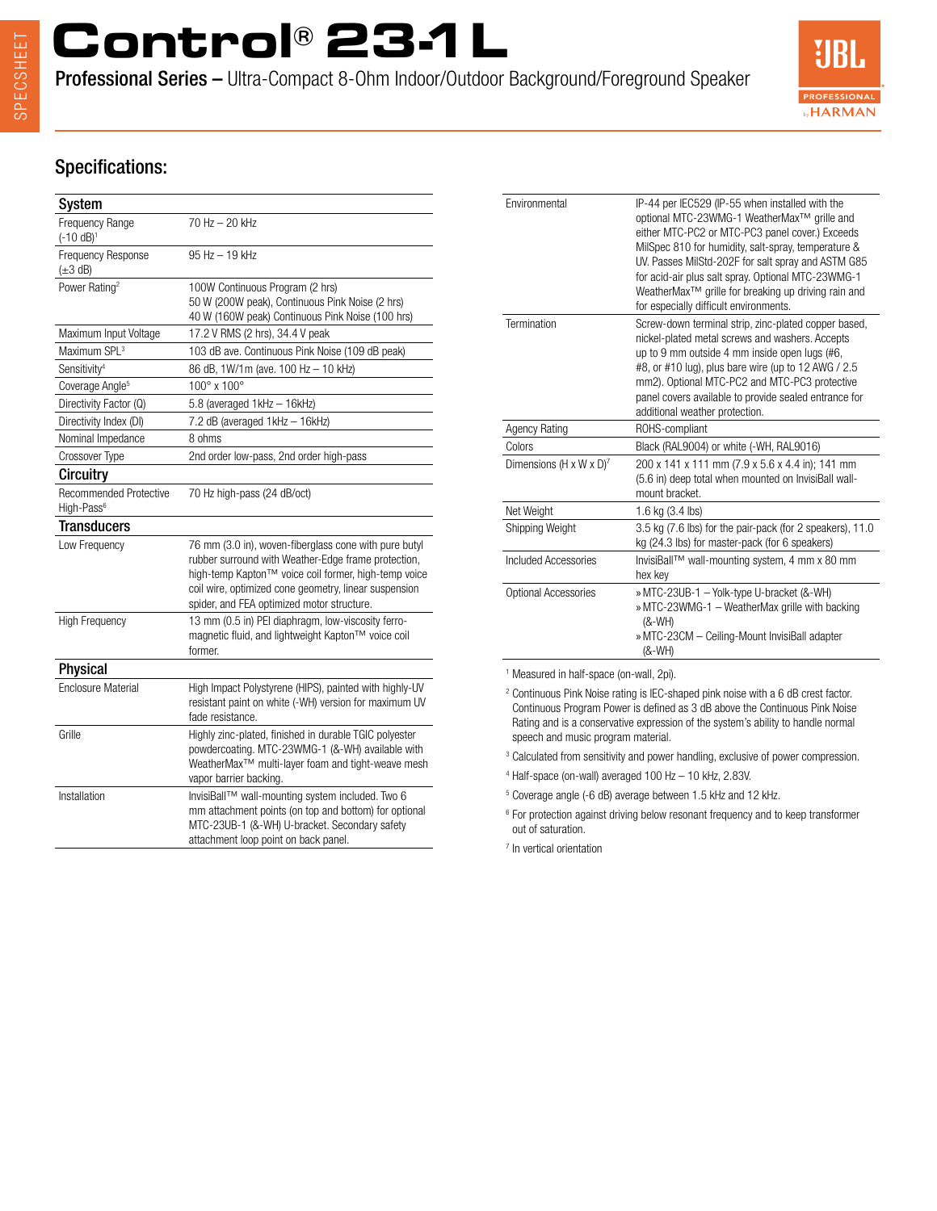# Control® 23-1L

**Professional Series –** Ultra-Compact 8-Ohm Indoor/Outdoor Background/Foreground Speaker

## Specifications:

| **System** | |
|---|---|
| Frequency Range (-10 dB)[1] | 70 Hz – 20 kHz |
| Frequency Response (±3 dB) | 95 Hz – 19 kHz |
| Power Rating[2] | 100W Continuous Program (2 hrs)<br>50 W (200W peak), Continuous Pink Noise (2 hrs)<br>40 W (160W peak) Continuous Pink Noise (100 hrs) |
| Maximum Input Voltage | 17.2 V RMS (2 hrs), 34.4 V peak |
| Maximum SPL[3] | 103 dB ave. Continuous Pink Noise (109 dB peak) |
| Sensitivity[4] | 86 dB, 1W/1m (ave. 100 Hz – 10 kHz) |
| Coverage Angle[5] | 100° x 100° |
| Directivity Factor (Q) | 5.8 (averaged 1kHz – 16kHz) |
| Directivity Index (DI) | 7.2 dB (averaged 1kHz – 16kHz) |
| Nominal Impedance | 8 ohms |
| Crossover Type | 2nd order low-pass, 2nd order high-pass |
| **Circuitry** | |
| Recommended Protective High-Pass[6] | 70 Hz high-pass (24 dB/oct) |
| **Transducers** | |
| Low Frequency | 76 mm (3.0 in), woven-fiberglass cone with pure butyl rubber surround with Weather-Edge frame protection, high-temp Kapton™ voice coil former, high-temp voice coil wire, optimized cone geometry, linear suspension spider, and FEA optimized motor structure. |
| High Frequency | 13 mm (0.5 in) PEI diaphragm, low-viscosity ferro-magnetic fluid, and lightweight Kapton™ voice coil former. |
| **Physical** | |
| Enclosure Material | High Impact Polystyrene (HIPS), painted with highly-UV resistant paint on white (-WH) version for maximum UV fade resistance. |
| Grille | Highly zinc-plated, finished in durable TGIC polyester powdercoating. MTC-23WMG-1 (&-WH) available with WeatherMax™ multi-layer foam and tight-weave mesh vapor barrier backing. |
| Installation | InvisiBall™ wall-mounting system included. Two 6 mm attachment points (on top and bottom) for optional MTC-23UB-1 (&-WH) U-bracket. Secondary safety attachment loop point on back panel. |
| Environmental | IP-44 per IEC529 (IP-55 when installed with the optional MTC-23WMG-1 WeatherMax™ grille and either MTC-PC2 or MTC-PC3 panel cover.) Exceeds MilSpec 810 for humidity, salt-spray, temperature & UV. Passes MilStd-202F for salt spray and ASTM G85 for acid-air plus salt spray. Optional MTC-23WMG-1 WeatherMax™ grille for breaking up driving rain and for especially difficult environments. |
| Termination | Screw-down terminal strip, zinc-plated copper based, nickel-plated metal screws and washers. Accepts up to 9 mm outside 4 mm inside open lugs (#6, #8, or #10 lug), plus bare wire (up to 12 AWG / 2.5 mm2). Optional MTC-PC2 and MTC-PC3 protective panel covers available to provide sealed entrance for additional weather protection. |
| Agency Rating | ROHS-compliant |
| Colors | Black (RAL9004) or white (-WH, RAL9016) |
| Dimensions (H x W x D)[7] | 200 x 141 x 111 mm (7.9 x 5.6 x 4.4 in); 141 mm (5.6 in) deep total when mounted on InvisiBall wall-mount bracket. |
| Net Weight | 1.6 kg (3.4 lbs) |
| Shipping Weight | 3.5 kg (7.6 lbs) for the pair-pack (for 2 speakers), 11.0 kg (24.3 lbs) for master-pack (for 6 speakers) |
| Included Accessories | InvisiBall™ wall-mounting system, 4 mm x 80 mm hex key |
| Optional Accessories | » MTC-23UB-1 – Yolk-type U-bracket (&-WH)<br>» MTC-23WMG-1 – WeatherMax grille with backing (&-WH)<br>» MTC-23CM – Ceiling-Mount InvisiBall adapter (&-WH) |

[1] Measured in half-space (on-wall, 2pi).

[2] Continuous Pink Noise rating is IEC-shaped pink noise with a 6 dB crest factor. Continuous Program Power is defined as 3 dB above the Continuous Pink Noise Rating and is a conservative expression of the system's ability to handle normal speech and music program material.

[3] Calculated from sensitivity and power handling, exclusive of power compression.

[4] Half-space (on-wall) averaged 100 Hz – 10 kHz, 2.83V.

[5] Coverage angle (-6 dB) average between 1.5 kHz and 12 kHz.

[6] For protection against driving below resonant frequency and to keep transformer out of saturation.

[7] In vertical orientation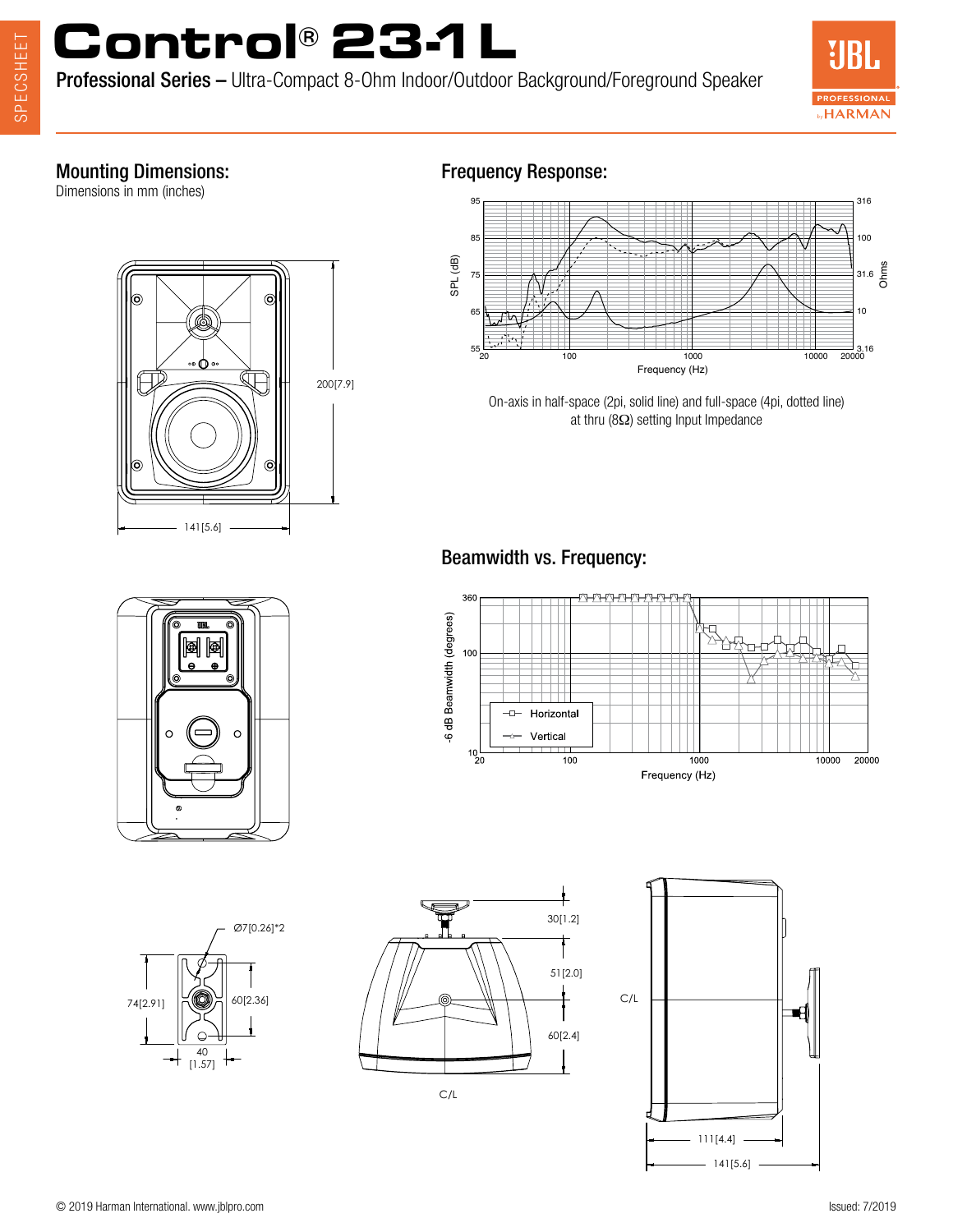# Control® 23-1L

**Professional Series –** Ultra-Compact 8-Ohm Indoor/Outdoor Background/Foreground Speaker

## Mounting Dimensions:

Dimensions in mm (inches)

200[7.9]

141[5.6]

Ø7[0.26]*2

74[2.91]

60[2.36]

40
[1.57]

30[1.2]

51[2.0]

60[2.4]

C/L

C/L

111[4.4]

141[5.6]

## Frequency Response:

95
85
75
65
55

SPL (dB)

316
100
31.6
10
3.16

Ohms

20
100
1000
10000
20000

Frequency (Hz)

On-axis in half-space (2pi, solid line) and full-space (4pi, dotted line) at thru (8Ω) setting Input Impedance

## Beamwidth vs. Frequency:

360
100
10

-6 dB Beamwidth (degrees)

Horizontal
Vertical

20
100
1000
10000
20000

Frequency (Hz)

© 2019 Harman International. www.jblpro.com

Issued: 7/2019